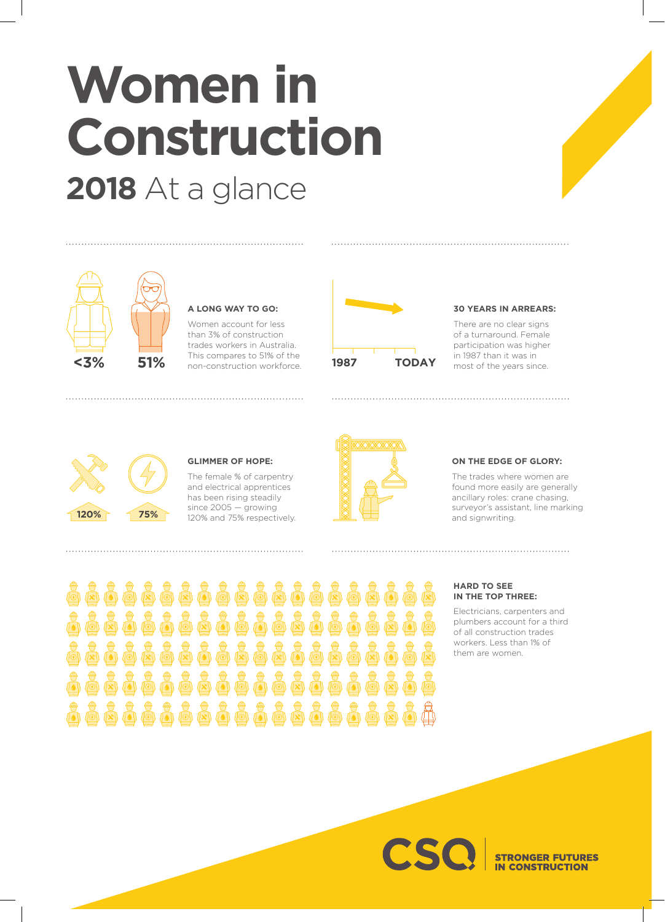# Women in Construction

## 2018 At a glance

<3% 51%

### A LONG WAY TO GO:

Women account for less than 3% of construction trades workers in Australia. This compares to 51% of the non-construction workforce.

1987 TODAY

### 30 YEARS IN ARREARS:

There are no clear signs of a turnaround. Female participation was higher in 1987 than it was in most of the years since.

120% 75%

### GLIMMER OF HOPE:

The female % of carpentry and electrical apprentices has been rising steadily since 2005 — growing 120% and 75% respectively.

### ON THE EDGE OF GLORY:

The trades where women are found more easily are generally ancillary roles: crane chasing, surveyor's assistant, line marking and signwriting.

### HARD TO SEE IN THE TOP THREE:

Electricians, carpenters and plumbers account for a third of all construction trades workers. Less than 1% of them are women.

CSQ | STRONGER FUTURES IN CONSTRUCTION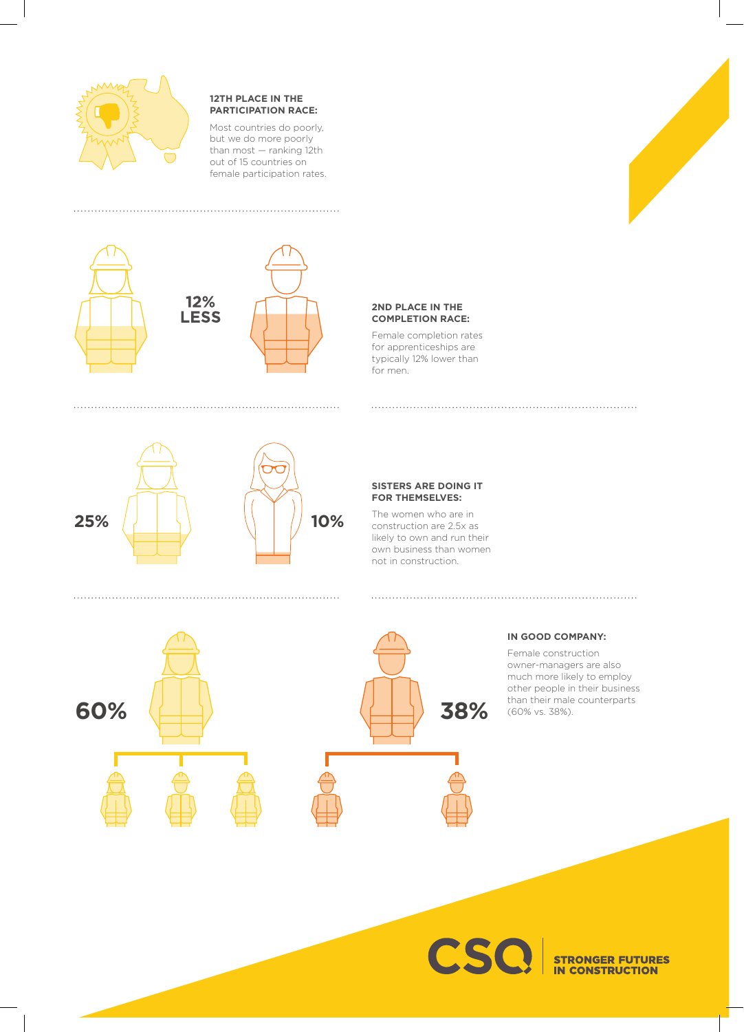**12TH PLACE IN THE PARTICIPATION RACE:**

Most countries do poorly, but we do more poorly than most — ranking 12th out of 15 countries on female participation rates.

12%
LESS

**2ND PLACE IN THE COMPLETION RACE:**

Female completion rates for apprenticeships are typically 12% lower than for men.

25%

10%

**SISTERS ARE DOING IT FOR THEMSELVES:**

The women who are in construction are 2.5x as likely to own and run their own business than women not in construction.

60%

38%

**IN GOOD COMPANY:**

Female construction owner-managers are also much more likely to employ other people in their business than their male counterparts (60% vs. 38%).

CSQ

STRONGER FUTURES IN CONSTRUCTION